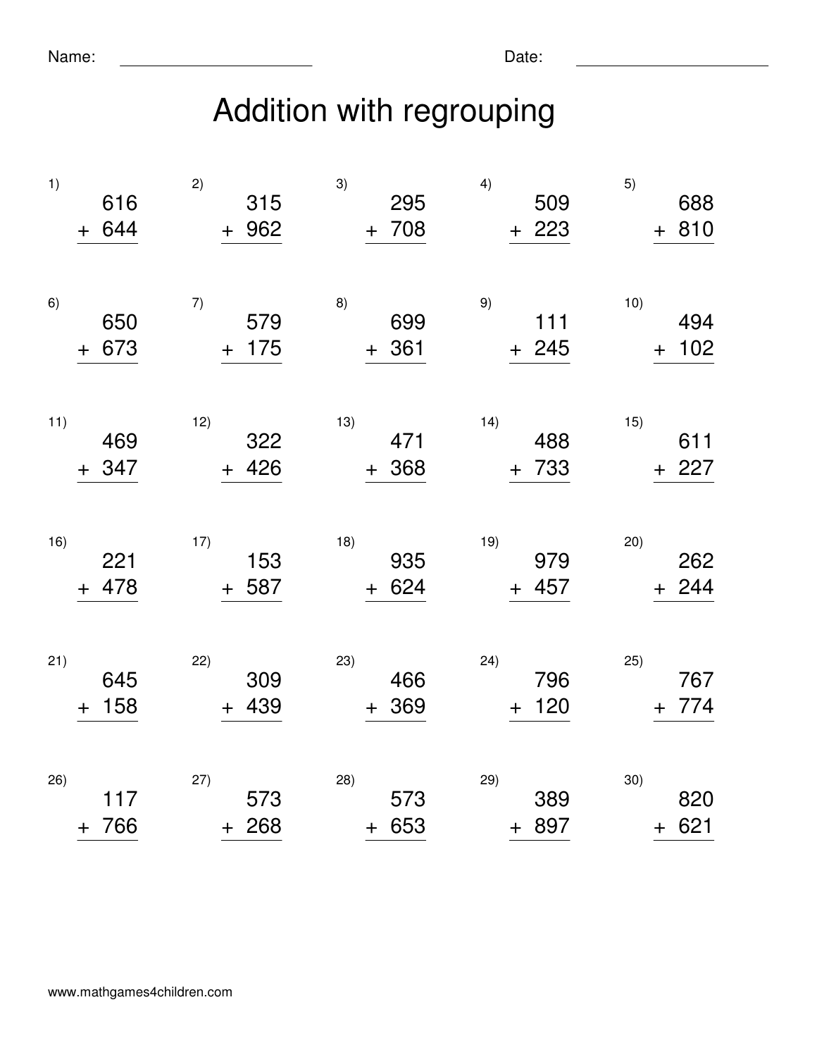Name: ____________________ Date: ____________________

# Addition with regrouping

| | | | | |
|---|---|---|---|---|
| 1) $616 + 644$ | 2) $315 + 962$ | 3) $295 + 708$ | 4) $509 + 223$ | 5) $688 + 810$ |
| 6) $650 + 673$ | 7) $579 + 175$ | 8) $699 + 361$ | 9) $111 + 245$ | 10) $494 + 102$ |
| 11) $469 + 347$ | 12) $322 + 426$ | 13) $471 + 368$ | 14) $488 + 733$ | 15) $611 + 227$ |
| 16) $221 + 478$ | 17) $153 + 587$ | 18) $935 + 624$ | 19) $979 + 457$ | 20) $262 + 244$ |
| 21) $645 + 158$ | 22) $309 + 439$ | 23) $466 + 369$ | 24) $796 + 120$ | 25) $767 + 774$ |
| 26) $117 + 766$ | 27) $573 + 268$ | 28) $573 + 653$ | 29) $389 + 897$ | 30) $820 + 621$ |

www.mathgames4children.com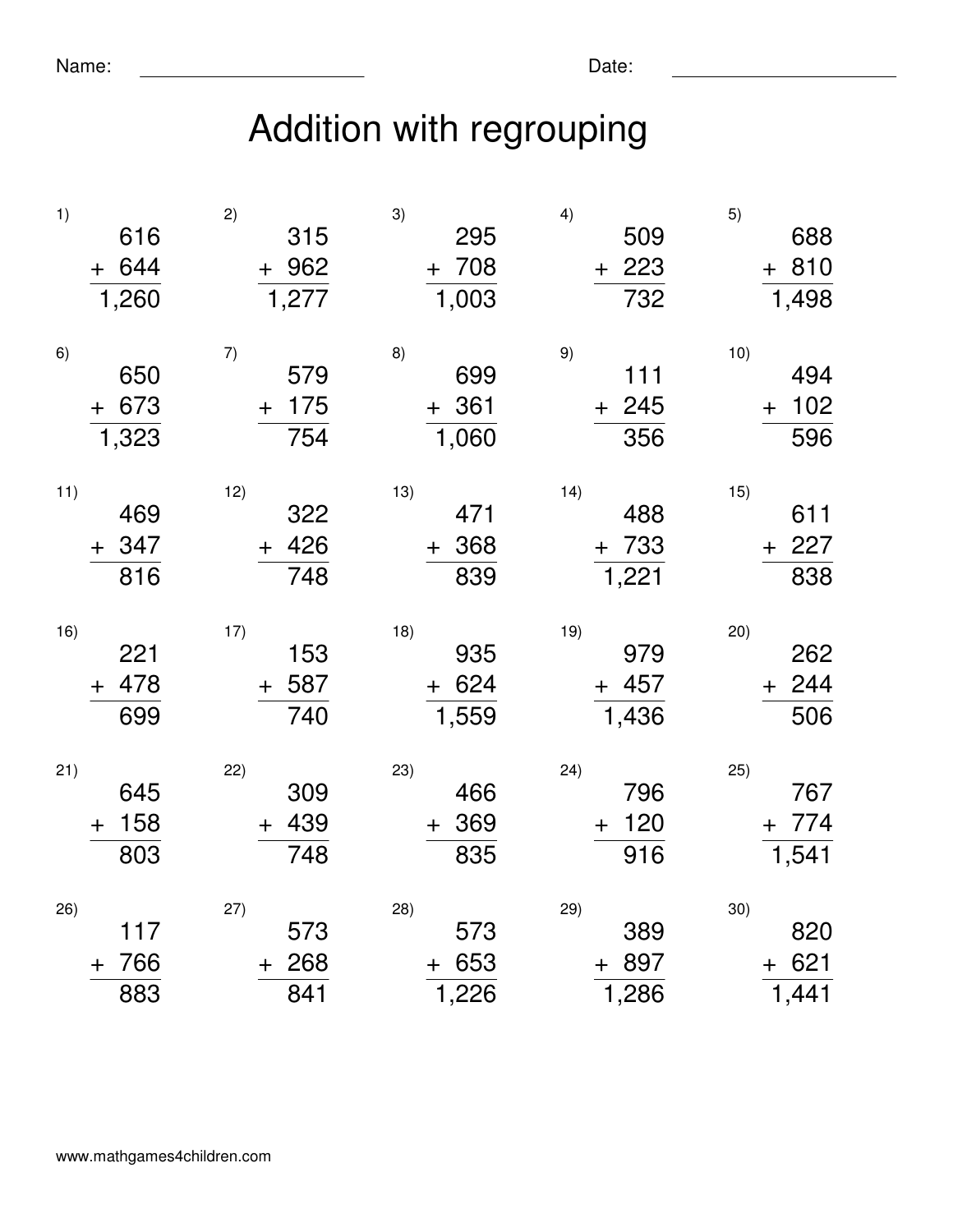Name: ____________________ Date: ____________________

# Addition with regrouping

1) 616 + 644 = 1,260

2) 315 + 962 = 1,277

3) 295 + 708 = 1,003

4) 509 + 223 = 732

5) 688 + 810 = 1,498

6) 650 + 673 = 1,323

7) 579 + 175 = 754

8) 699 + 361 = 1,060

9) 111 + 245 = 356

10) 494 + 102 = 596

11) 469 + 347 = 816

12) 322 + 426 = 748

13) 471 + 368 = 839

14) 488 + 733 = 1,221

15) 611 + 227 = 838

16) 221 + 478 = 699

17) 153 + 587 = 740

18) 935 + 624 = 1,559

19) 979 + 457 = 1,436

20) 262 + 244 = 506

21) 645 + 158 = 803

22) 309 + 439 = 748

23) 466 + 369 = 835

24) 796 + 120 = 916

25) 767 + 774 = 1,541

26) 117 + 766 = 883

27) 573 + 268 = 841

28) 573 + 653 = 1,226

29) 389 + 897 = 1,286

30) 820 + 621 = 1,441

www.mathgames4children.com